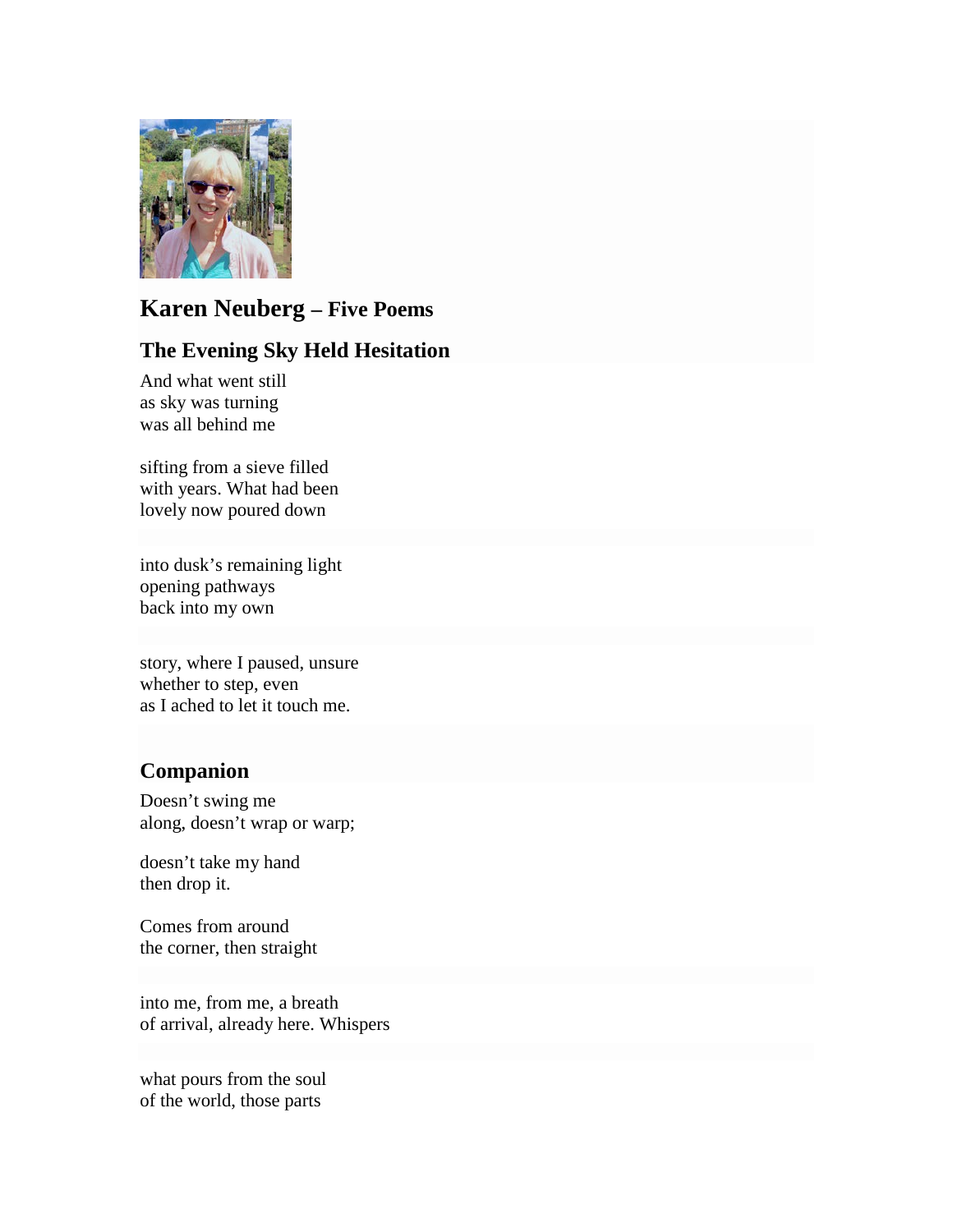# Karen Neuberg – Five Poems

## The Evening Sky Held Hesitation

And what went still
as sky was turning
was all behind me

sifting from a sieve filled
with years. What had been
lovely now poured down

into dusk's remaining light
opening pathways
back into my own

story, where I paused, unsure
whether to step, even
as I ached to let it touch me.

## Companion

Doesn't swing me
along, doesn't wrap or warp;

doesn't take my hand
then drop it.

Comes from around
the corner, then straight

into me, from me, a breath
of arrival, already here. Whispers

what pours from the soul
of the world, those parts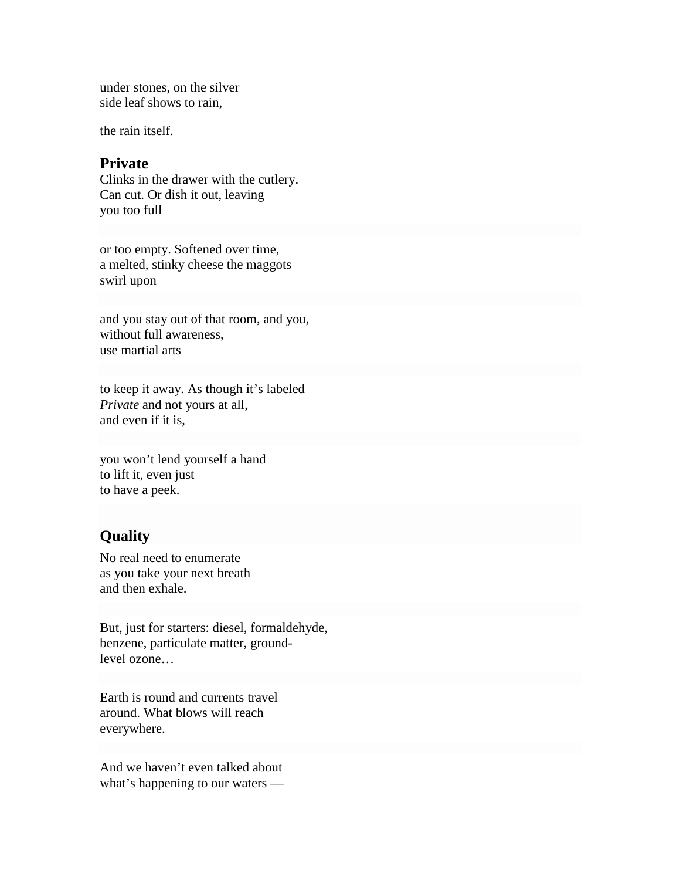under stones, on the silver
side leaf shows to rain,

the rain itself.

## Private

Clinks in the drawer with the cutlery.
Can cut. Or dish it out, leaving
you too full

or too empty. Softened over time,
a melted, stinky cheese the maggots
swirl upon

and you stay out of that room, and you,
without full awareness,
use martial arts

to keep it away. As though it's labeled
*Private* and not yours at all,
and even if it is,

you won't lend yourself a hand
to lift it, even just
to have a peek.

## Quality

No real need to enumerate
as you take your next breath
and then exhale.

But, just for starters: diesel, formaldehyde,
benzene, particulate matter, ground-
level ozone…

Earth is round and currents travel
around. What blows will reach
everywhere.

And we haven't even talked about
what's happening to our waters —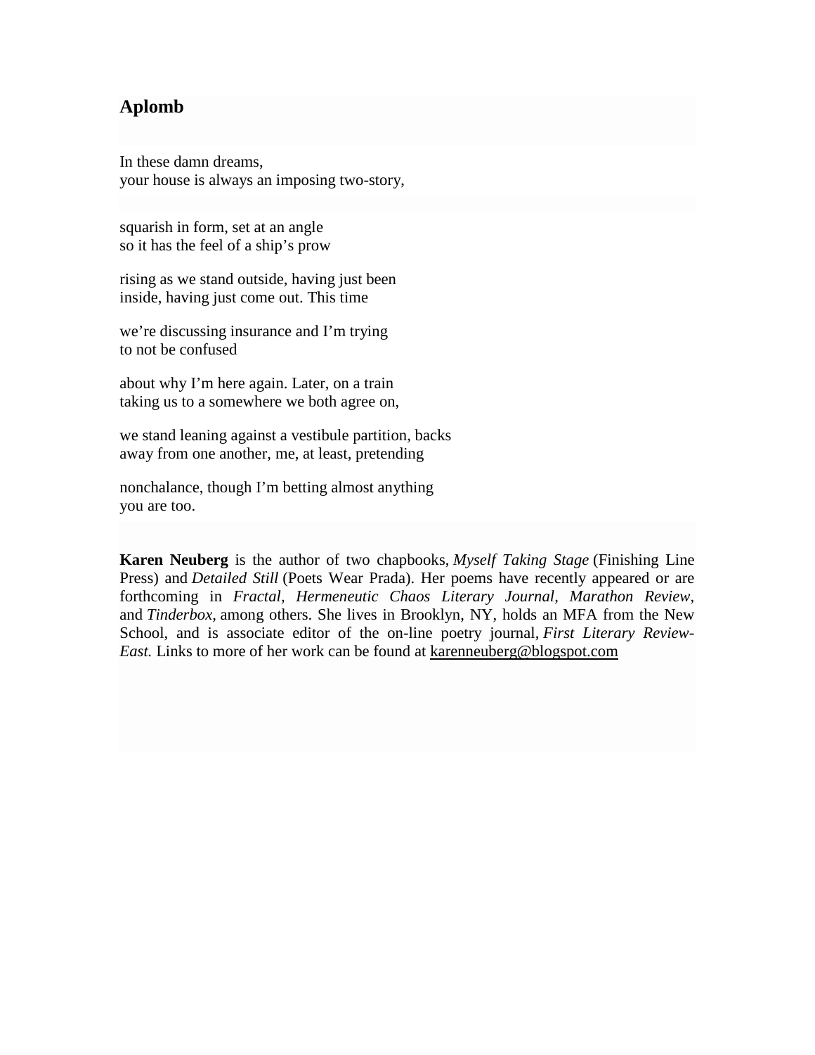## Aplomb

In these damn dreams,  
your house is always an imposing two-story,

squarish in form, set at an angle  
so it has the feel of a ship's prow

rising as we stand outside, having just been  
inside, having just come out. This time

we're discussing insurance and I'm trying  
to not be confused

about why I'm here again. Later, on a train  
taking us to a somewhere we both agree on,

we stand leaning against a vestibule partition, backs  
away from one another, me, at least, pretending

nonchalance, though I'm betting almost anything  
you are too.

**Karen Neuberg** is the author of two chapbooks, *Myself Taking Stage* (Finishing Line Press) and *Detailed Still* (Poets Wear Prada). Her poems have recently appeared or are forthcoming in *Fractal*, *Hermeneutic Chaos Literary Journal*, *Marathon Review*, and *Tinderbox*, among others. She lives in Brooklyn, NY, holds an MFA from the New School, and is associate editor of the on-line poetry journal, *First Literary Review-East.* Links to more of her work can be found at karenneuberg@blogspot.com